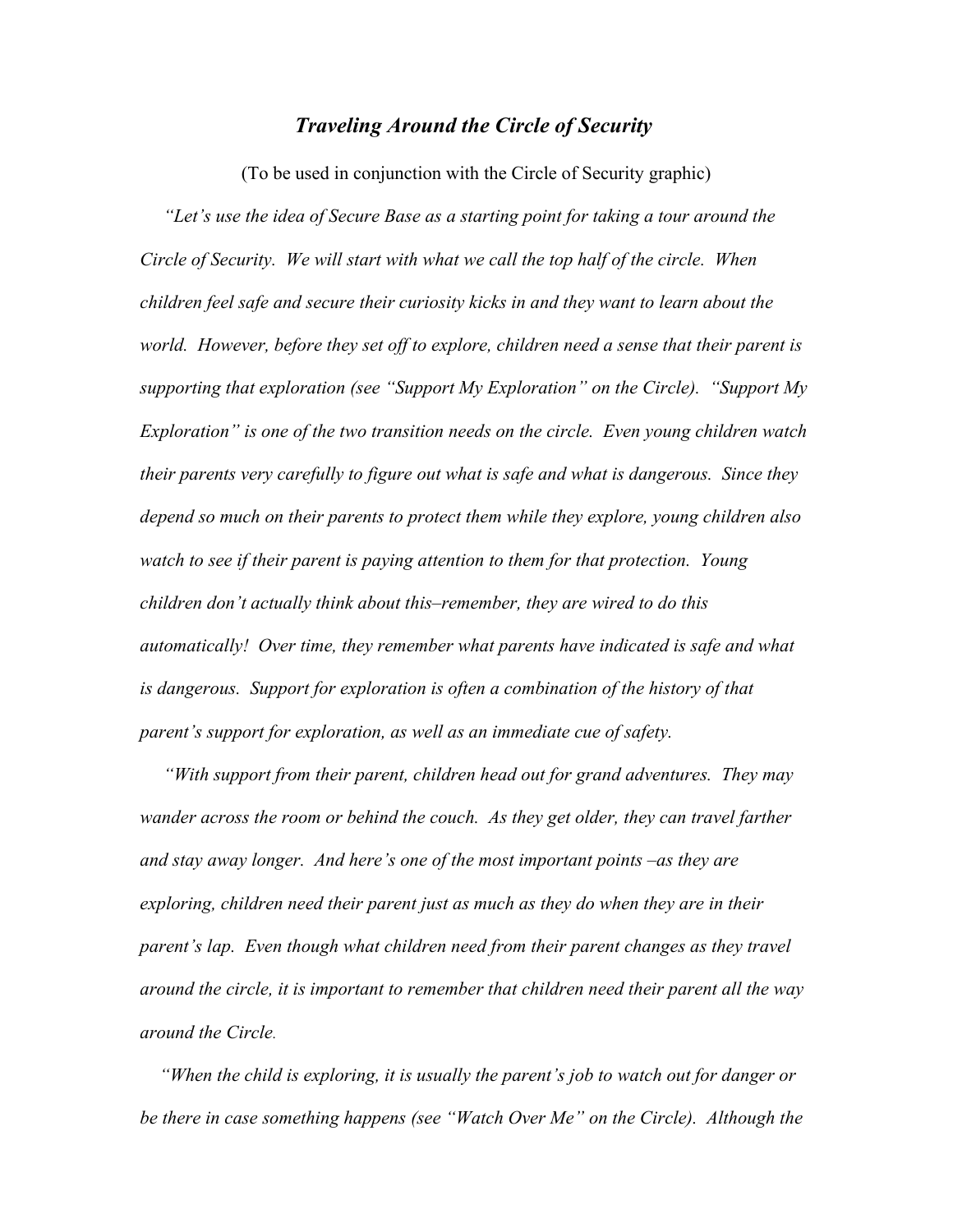## ***Traveling Around the Circle of Security***

(To be used in conjunction with the Circle of Security graphic)

*"Let's use the idea of Secure Base as a starting point for taking a tour around the Circle of Security. We will start with what we call the top half of the circle. When children feel safe and secure their curiosity kicks in and they want to learn about the world. However, before they set off to explore, children need a sense that their parent is supporting that exploration (see "Support My Exploration" on the Circle). "Support My Exploration" is one of the two transition needs on the circle. Even young children watch their parents very carefully to figure out what is safe and what is dangerous. Since they depend so much on their parents to protect them while they explore, young children also watch to see if their parent is paying attention to them for that protection. Young children don't actually think about this–remember, they are wired to do this automatically! Over time, they remember what parents have indicated is safe and what is dangerous. Support for exploration is often a combination of the history of that parent's support for exploration, as well as an immediate cue of safety.*

*"With support from their parent, children head out for grand adventures. They may wander across the room or behind the couch. As they get older, they can travel farther and stay away longer. And here's one of the most important points –as they are exploring, children need their parent just as much as they do when they are in their parent's lap. Even though what children need from their parent changes as they travel around the circle, it is important to remember that children need their parent all the way around the Circle.*

*"When the child is exploring, it is usually the parent's job to watch out for danger or be there in case something happens (see "Watch Over Me" on the Circle). Although the*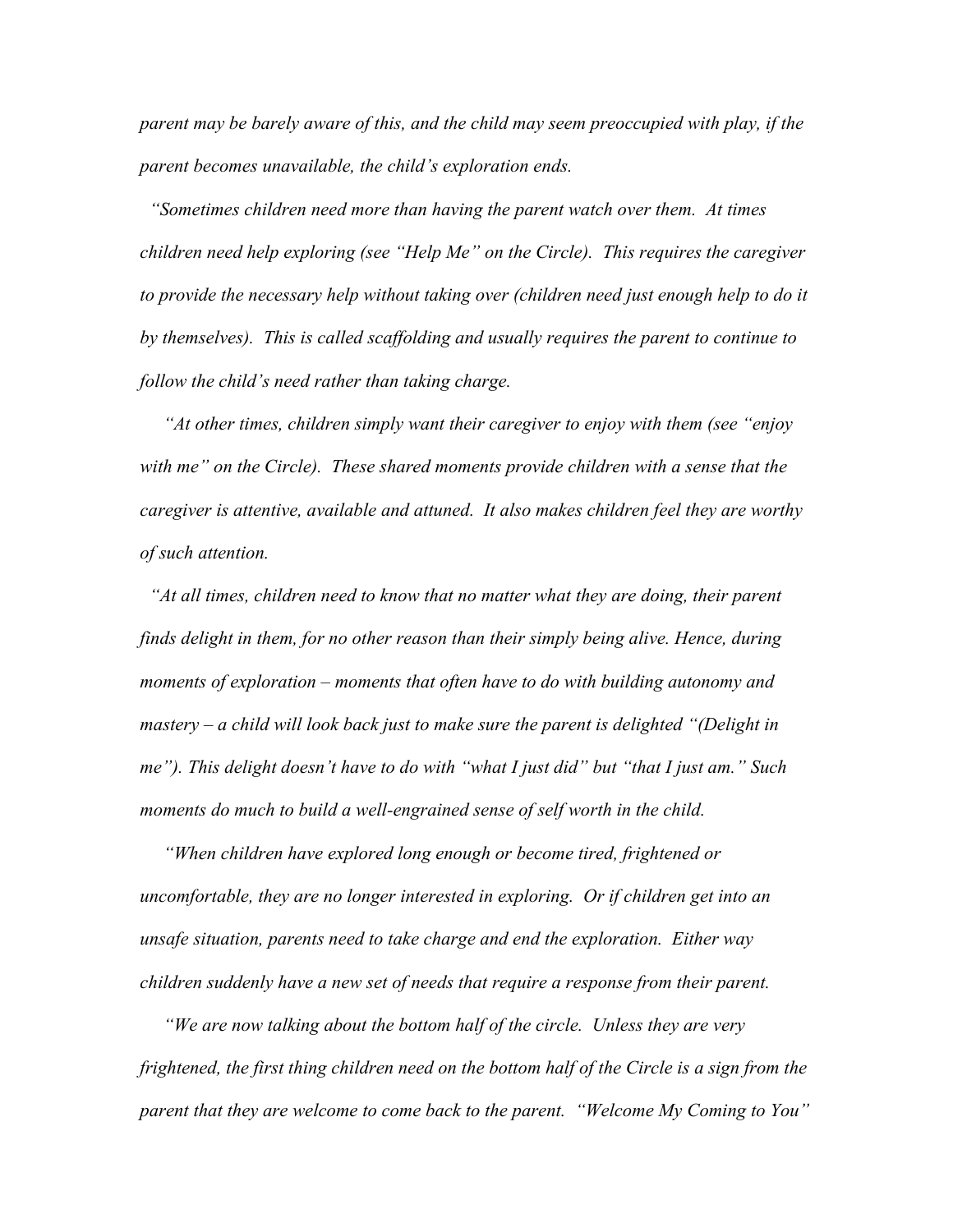*parent may be barely aware of this, and the child may seem preoccupied with play, if the parent becomes unavailable, the child's exploration ends.*

*"Sometimes children need more than having the parent watch over them. At times children need help exploring (see "Help Me" on the Circle). This requires the caregiver to provide the necessary help without taking over (children need just enough help to do it by themselves). This is called scaffolding and usually requires the parent to continue to follow the child's need rather than taking charge.*

*"At other times, children simply want their caregiver to enjoy with them (see "enjoy with me" on the Circle). These shared moments provide children with a sense that the caregiver is attentive, available and attuned. It also makes children feel they are worthy of such attention.*

*"At all times, children need to know that no matter what they are doing, their parent finds delight in them, for no other reason than their simply being alive. Hence, during moments of exploration – moments that often have to do with building autonomy and mastery – a child will look back just to make sure the parent is delighted "(Delight in me"). This delight doesn't have to do with "what I just did" but "that I just am." Such moments do much to build a well-engrained sense of self worth in the child.*

*"When children have explored long enough or become tired, frightened or uncomfortable, they are no longer interested in exploring. Or if children get into an unsafe situation, parents need to take charge and end the exploration. Either way children suddenly have a new set of needs that require a response from their parent.*

*"We are now talking about the bottom half of the circle. Unless they are very frightened, the first thing children need on the bottom half of the Circle is a sign from the parent that they are welcome to come back to the parent. "Welcome My Coming to You"*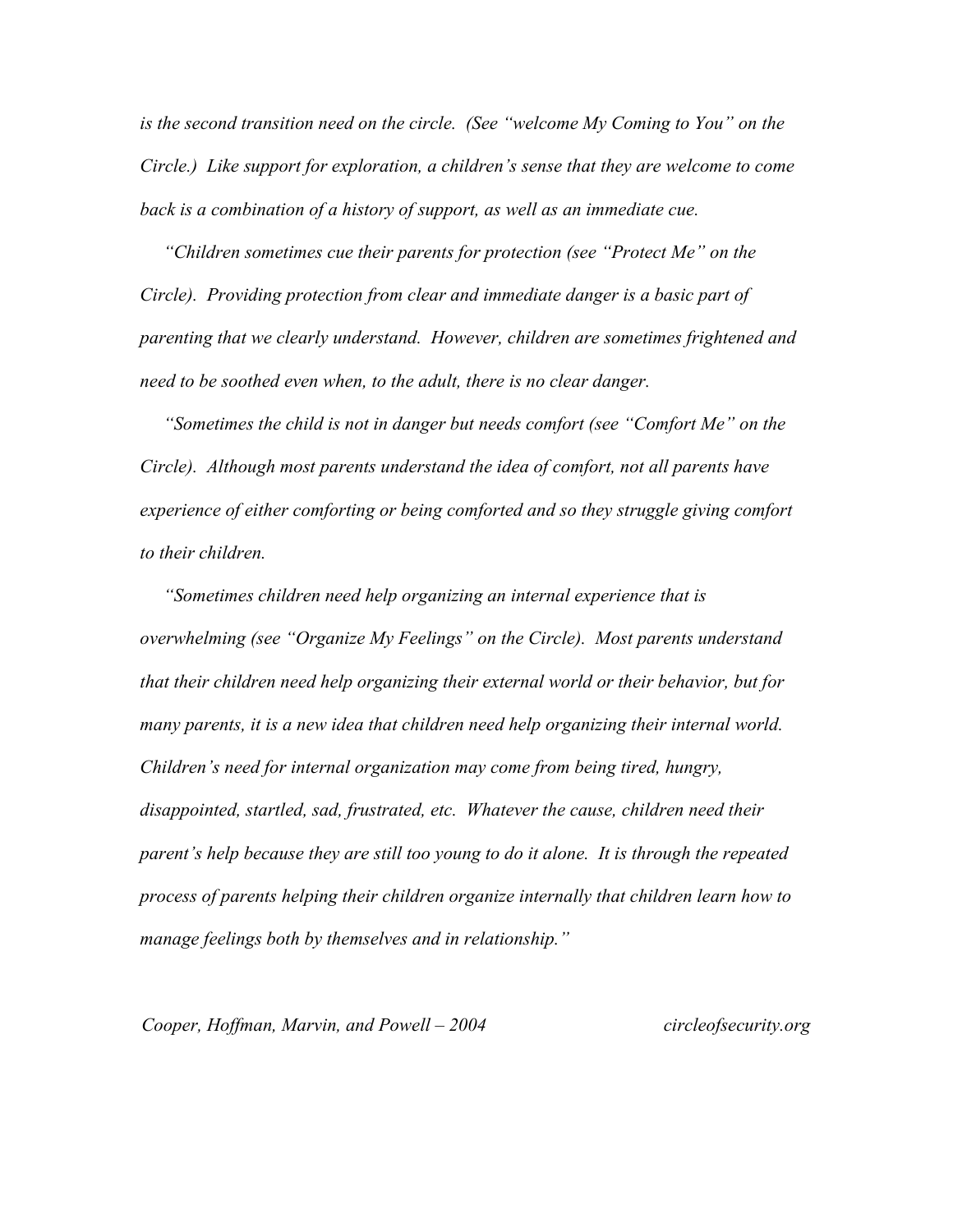*is the second transition need on the circle. (See "welcome My Coming to You" on the Circle.) Like support for exploration, a children's sense that they are welcome to come back is a combination of a history of support, as well as an immediate cue.*

*"Children sometimes cue their parents for protection (see "Protect Me" on the Circle). Providing protection from clear and immediate danger is a basic part of parenting that we clearly understand. However, children are sometimes frightened and need to be soothed even when, to the adult, there is no clear danger.*

*"Sometimes the child is not in danger but needs comfort (see "Comfort Me" on the Circle). Although most parents understand the idea of comfort, not all parents have experience of either comforting or being comforted and so they struggle giving comfort to their children.*

*"Sometimes children need help organizing an internal experience that is overwhelming (see "Organize My Feelings" on the Circle). Most parents understand that their children need help organizing their external world or their behavior, but for many parents, it is a new idea that children need help organizing their internal world. Children's need for internal organization may come from being tired, hungry, disappointed, startled, sad, frustrated, etc. Whatever the cause, children need their parent's help because they are still too young to do it alone. It is through the repeated process of parents helping their children organize internally that children learn how to manage feelings both by themselves and in relationship."*

*Cooper, Hoffman, Marvin, and Powell – 2004* *circleofsecurity.org*